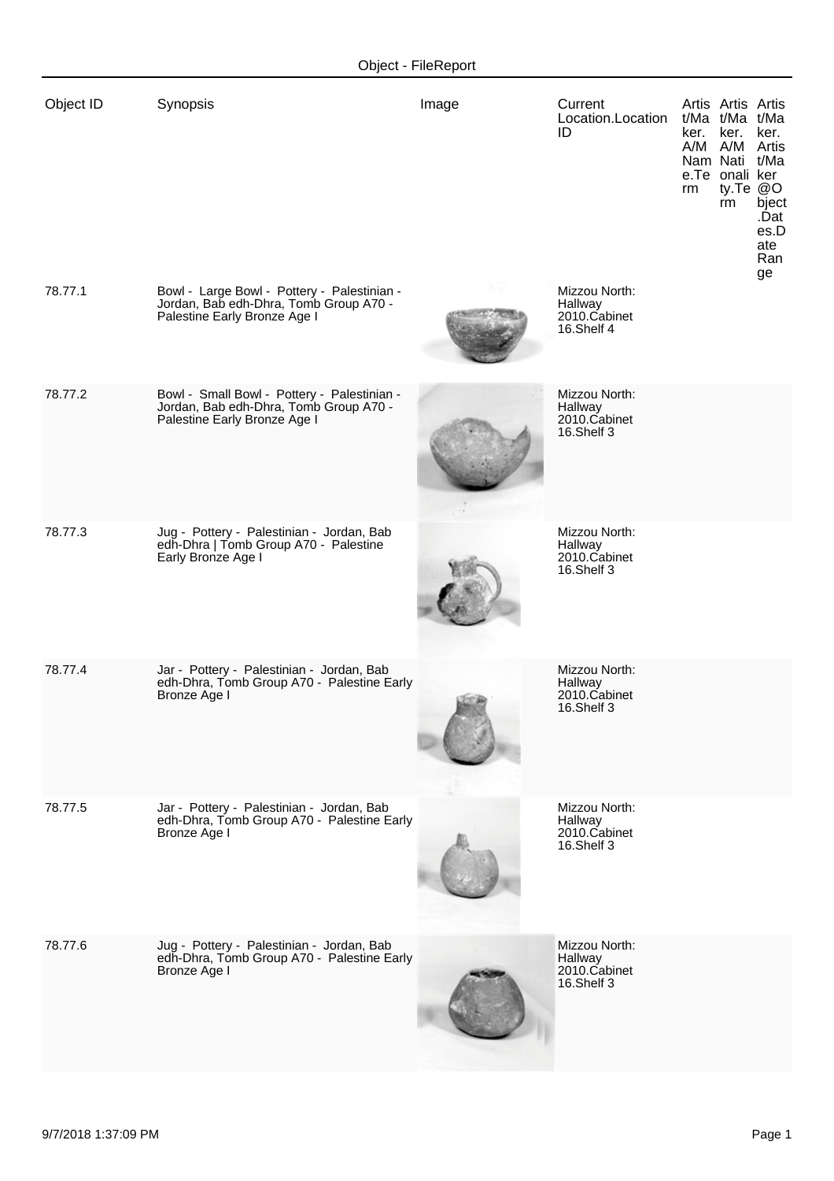Object - FileReport

| Object ID | Synopsis | Image | Current Location.Location ID | Artist/Maker. A/M Name.Term | Artist/Maker. A/M Nationality.Term | Artist/Maker. Artist/Maker@Object.Dates.Date Range |
|---|---|---|---|---|---|---|
| 78.77.1 | Bowl - Large Bowl - Pottery - Palestinian - Jordan, Bab edh-Dhra, Tomb Group A70 - Palestine Early Bronze Age I | | Mizzou North: Hallway 2010.Cabinet 16.Shelf 4 | | | |
| 78.77.2 | Bowl - Small Bowl - Pottery - Palestinian - Jordan, Bab edh-Dhra, Tomb Group A70 - Palestine Early Bronze Age I | | Mizzou North: Hallway 2010.Cabinet 16.Shelf 3 | | | |
| 78.77.3 | Jug - Pottery - Palestinian - Jordan, Bab edh-Dhra \| Tomb Group A70 - Palestine Early Bronze Age I | | Mizzou North: Hallway 2010.Cabinet 16.Shelf 3 | | | |
| 78.77.4 | Jar - Pottery - Palestinian - Jordan, Bab edh-Dhra, Tomb Group A70 - Palestine Early Bronze Age I | | Mizzou North: Hallway 2010.Cabinet 16.Shelf 3 | | | |
| 78.77.5 | Jar - Pottery - Palestinian - Jordan, Bab edh-Dhra, Tomb Group A70 - Palestine Early Bronze Age I | | Mizzou North: Hallway 2010.Cabinet 16.Shelf 3 | | | |
| 78.77.6 | Jug - Pottery - Palestinian - Jordan, Bab edh-Dhra, Tomb Group A70 - Palestine Early Bronze Age I | | Mizzou North: Hallway 2010.Cabinet 16.Shelf 3 | | | |

9/7/2018 1:37:09 PM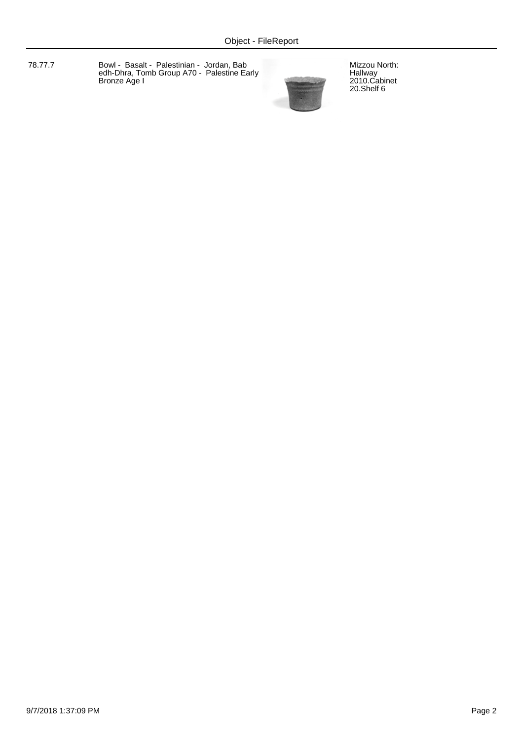| 78.77.7 | Bowl - Basalt - Palestinian - Jordan, Bab edh-Dhra, Tomb Group A70 - Palestine Early Bronze Age I | | Mizzou North: Hallway 2010.Cabinet 20.Shelf 6 |
|---|---|---|---|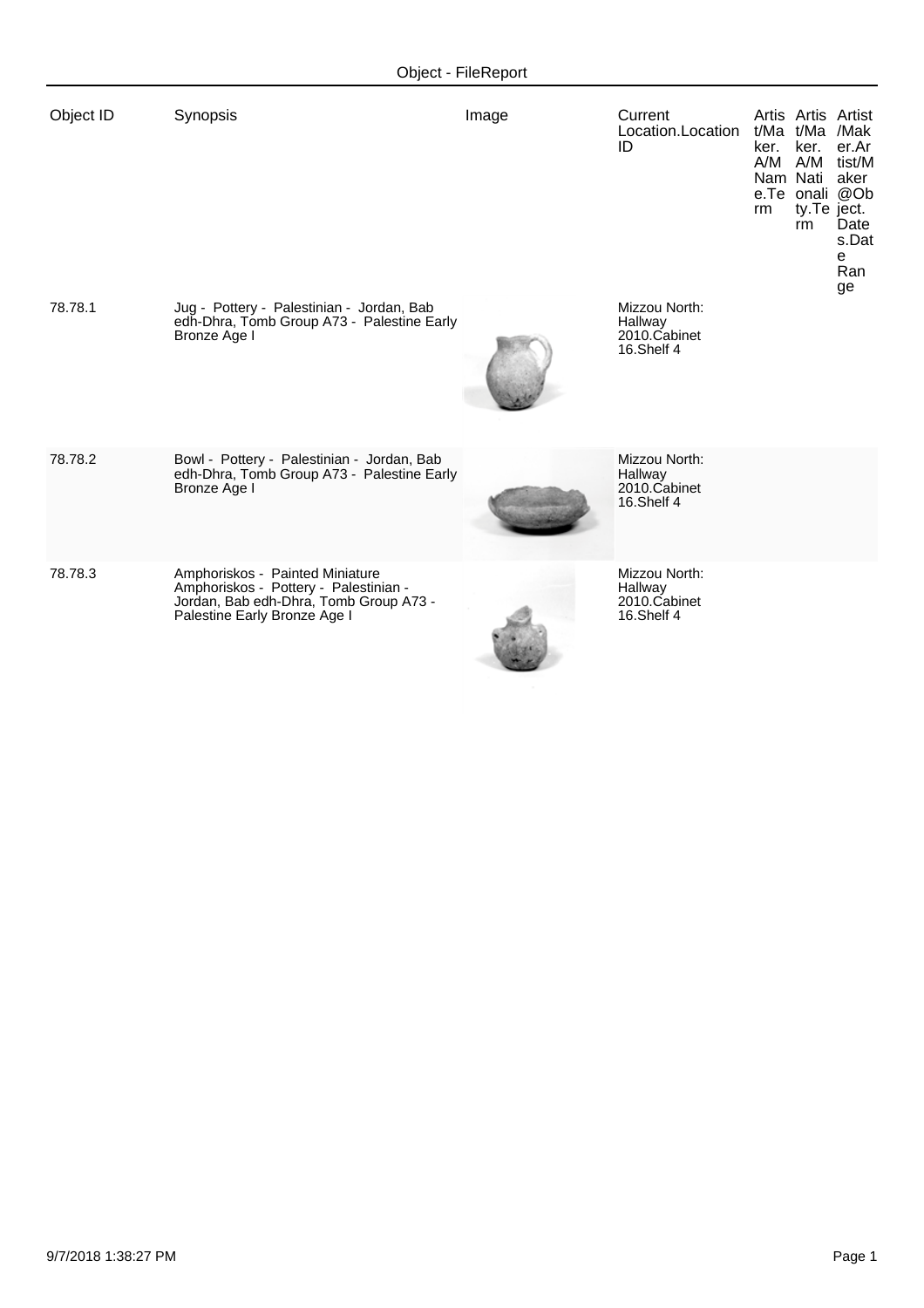# Object - FileReport

| Object ID | Synopsis | Image | Current Location.Location ID | Artist/Maker.A/M Name.Term | Artist/Maker.A/M Nationality.Term | Artist/Maker.Artist/Maker@Object.Dates.Date Range |
|---|---|---|---|---|---|---|
| 78.78.1 | Jug - Pottery - Palestinian - Jordan, Bab edh-Dhra, Tomb Group A73 - Palestine Early Bronze Age I | | Mizzou North: Hallway 2010.Cabinet 16.Shelf 4 | | | |
| 78.78.2 | Bowl - Pottery - Palestinian - Jordan, Bab edh-Dhra, Tomb Group A73 - Palestine Early Bronze Age I | | Mizzou North: Hallway 2010.Cabinet 16.Shelf 4 | | | |
| 78.78.3 | Amphoriskos - Painted Miniature Amphoriskos - Pottery - Palestinian - Jordan, Bab edh-Dhra, Tomb Group A73 - Palestine Early Bronze Age I | | Mizzou North: Hallway 2010.Cabinet 16.Shelf 4 | | | |

9/7/2018 1:38:27 PM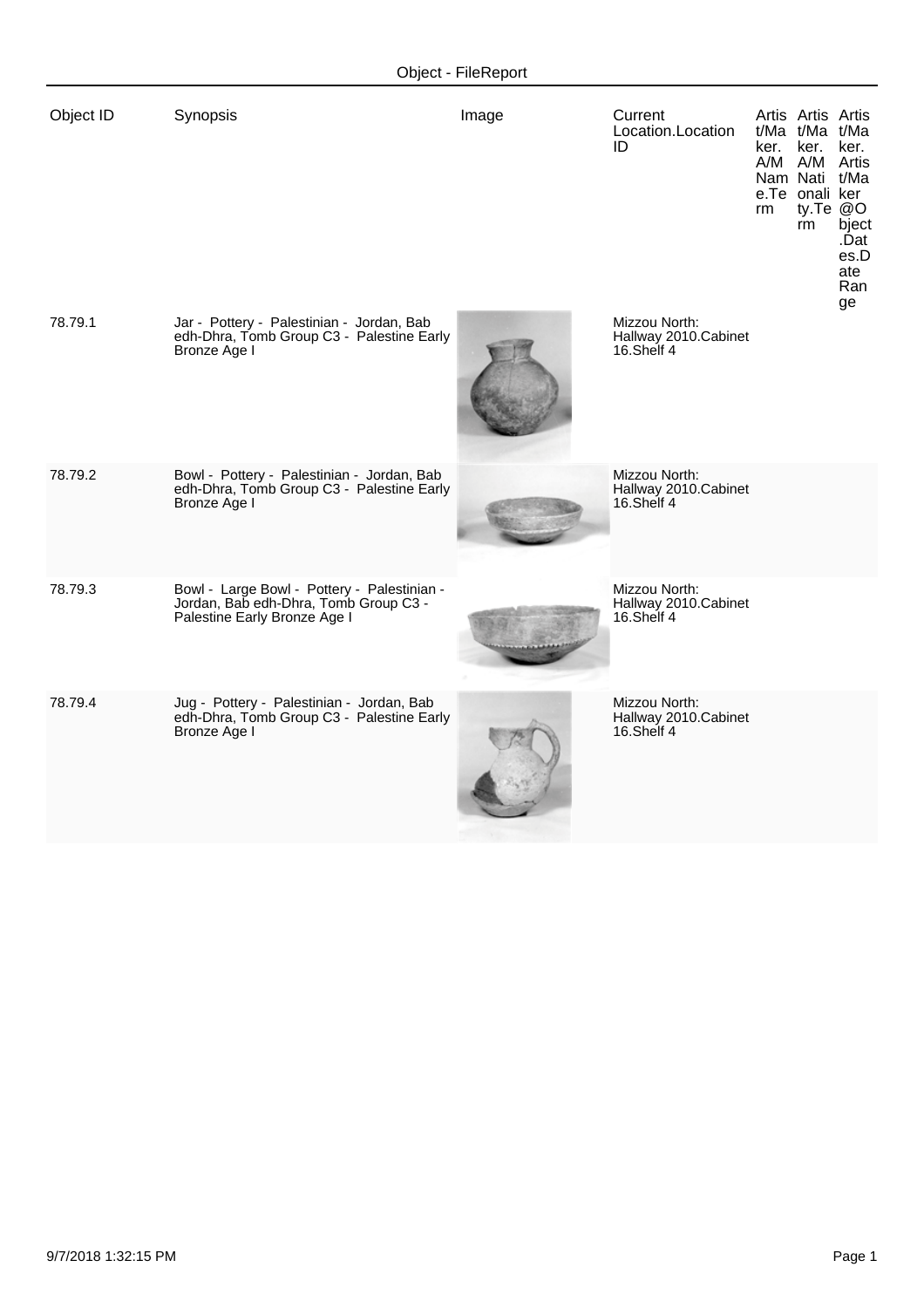| Object ID | Synopsis | Image | Current Location.Location ID | Artist/Maker.A/M Name.Term | Artist/Maker.A/M Nationality.Term | Artist/Maker.Artist/Maker@Object.Dates.Date Range |
|---|---|---|---|---|---|---|
| 78.79.1 | Jar - Pottery - Palestinian - Jordan, Bab edh-Dhra, Tomb Group C3 - Palestine Early Bronze Age I | | Mizzou North: Hallway 2010.Cabinet 16.Shelf 4 | | | |
| 78.79.2 | Bowl - Pottery - Palestinian - Jordan, Bab edh-Dhra, Tomb Group C3 - Palestine Early Bronze Age I | | Mizzou North: Hallway 2010.Cabinet 16.Shelf 4 | | | |
| 78.79.3 | Bowl - Large Bowl - Pottery - Palestinian - Jordan, Bab edh-Dhra, Tomb Group C3 - Palestine Early Bronze Age I | | Mizzou North: Hallway 2010.Cabinet 16.Shelf 4 | | | |
| 78.79.4 | Jug - Pottery - Palestinian - Jordan, Bab edh-Dhra, Tomb Group C3 - Palestine Early Bronze Age I | | Mizzou North: Hallway 2010.Cabinet 16.Shelf 4 | | | |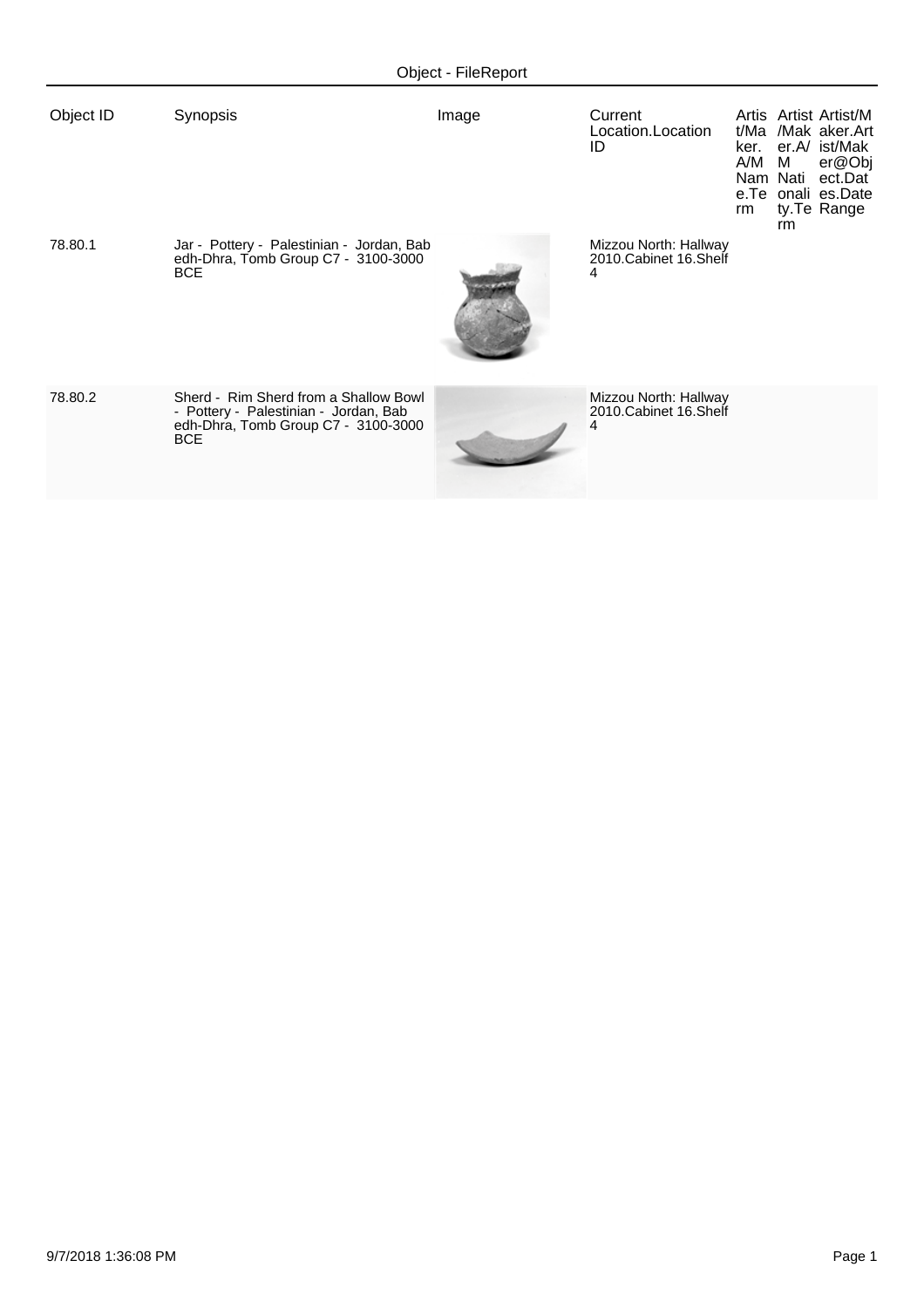| Object ID | Synopsis | Image | Current Location.Location ID | Artist/Maker.A/M Name.Term | Artist/Maker.A/M Nationality.Term | Artist/Maker.Artist/Maker@Object.Dates.Date Range |
|---|---|---|---|---|---|---|
| 78.80.1 | Jar - Pottery - Palestinian - Jordan, Bab edh-Dhra, Tomb Group C7 - 3100-3000 BCE | | Mizzou North: Hallway 2010.Cabinet 16.Shelf 4 | | | |
| 78.80.2 | Sherd - Rim Sherd from a Shallow Bowl - Pottery - Palestinian - Jordan, Bab edh-Dhra, Tomb Group C7 - 3100-3000 BCE | | Mizzou North: Hallway 2010.Cabinet 16.Shelf 4 | | | |